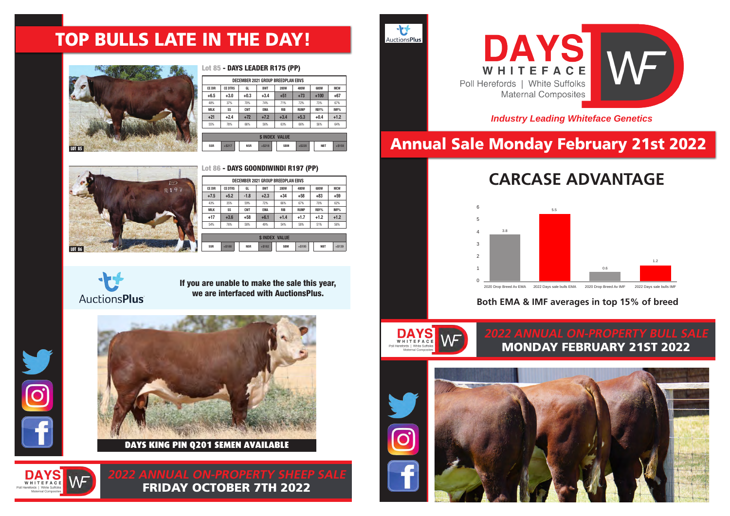# TOP BULLS LATE IN THE DAY!

LOT 85

### Lot 85 - DAYS LEADER R175 (PP)

| DECEMBER 2021 GROUP BREEDPLAN EBVS | | | | | | | |
|---|---|---|---|---|---|---|---|
| CE DIR | CE DTRS | GL | BWT | 200W | 400W | 600W | MCW |
| +6.5 | +3.0 | +0.3 | +3.4 | +51 | +73 | +100 | +67 |
| 48% | 37% | 70% | 74% | 71% | 72% | 73% | 67% |
| MILK | SS | CWT | EMA | RIB | RUMP | RBY% | IMF% |
| +21 | +2.4 | +72 | +7.2 | +3.4 | +5.3 | +0.4 | +1.2 |
| 55% | 78% | 66% | 56% | 63% | 66% | 56% | 64% |

| $ INDEX VALUE | | | | | | | |
|---|---|---|---|---|---|---|---|
| SSR | +$217 | NSR | +$218 | SBM | +$220 | NBT | +$156 |

LOT 86

### Lot 86 - DAYS GOONDIWINDI R197 (PP)

| DECEMBER 2021 GROUP BREEDPLAN EBVS | | | | | | | |
|---|---|---|---|---|---|---|---|
| CE DIR | CE DTRS | GL | BWT | 200W | 400W | 600W | MCW |
| +7.5 | +5.2 | -1.8 | +2.3 | +34 | +58 | +83 | +59 |
| 43% | 35% | 59% | 72% | 66% | 67% | 70% | 62% |
| MILK | SS | CWT | EMA | RIB | RUMP | RBY% | IMF% |
| +17 | +3.6 | +58 | +6.1 | +1.4 | +1.7 | +1.2 | +1.2 |
| 54% | 76% | 58% | 49% | 54% | 58% | 51% | 56% |

| $ INDEX VALUE | | | | | | | |
|---|---|---|---|---|---|---|---|
| SSR | +$188 | NSR | +$182 | SBM | +$195 | NBT | +$139 |

AuctionsPlus

**If you are unable to make the sale this year, we are interfaced with AuctionsPlus.**

**DAYS KING PIN Q201 SEMEN AVAILABLE**

DAYS WHITEFACE
Poll Herefords | White Suffolks
Maternal Composites

*2022 ANNUAL ON-PROPERTY SHEEP SALE*
**FRIDAY OCTOBER 7TH 2022**

AuctionsPlus

DAYS WHITEFACE
Poll Herefords | White Suffolks
Maternal Composites

*Industry Leading Whiteface Genetics*

# Annual Sale Monday February 21st 2022

## CARCASE ADVANTAGE

| | Value |
|---|---|
| 2020 Drop Breed Av EMA | 3.8 |
| 2022 Days sale bulls EMA | 5.5 |
| 2020 Drop Breed Av IMF | 0.6 |
| 2022 Days sale bulls IMF | 1.2 |

**Both EMA & IMF averages in top 15% of breed**

DAYS WHITEFACE
Poll Herefords | White Suffolks
Maternal Composites

*2022 ANNUAL ON-PROPERTY BULL SALE*
**MONDAY FEBRUARY 21ST 2022**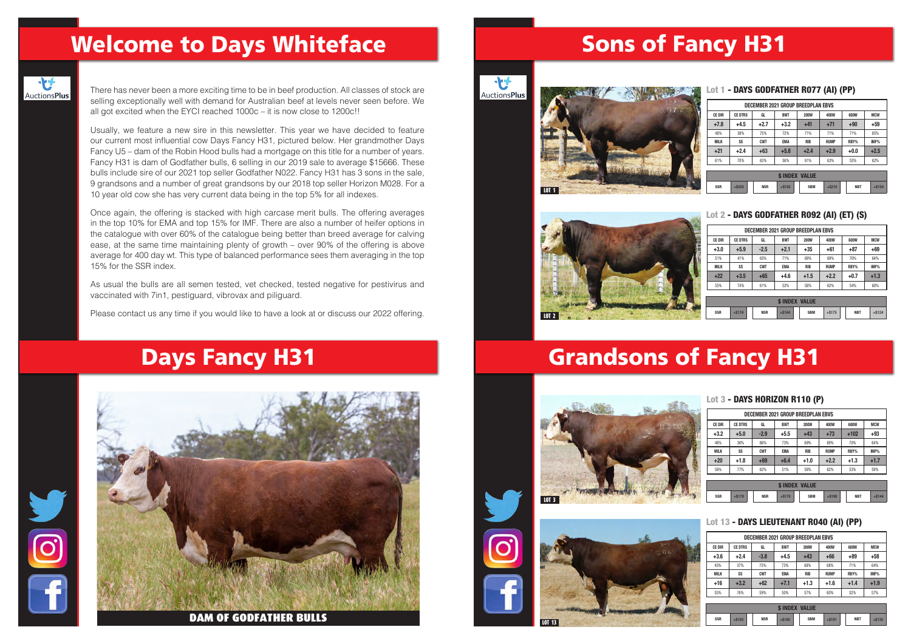# Welcome to Days Whiteface

There has never been a more exciting time to be in beef production. All classes of stock are selling exceptionally well with demand for Australian beef at levels never seen before. We all got excited when the EYCI reached 1000c – it is now close to 1200c!!

Usually, we feature a new sire in this newsletter. This year we have decided to feature our current most influential cow Days Fancy H31, pictured below. Her grandmother Days Fancy U5 – dam of the Robin Hood bulls had a mortgage on this title for a number of years. Fancy H31 is dam of Godfather bulls, 6 selling in our 2019 sale to average $15666. These bulls include sire of our 2021 top seller Godfather N022. Fancy H31 has 3 sons in the sale, 9 grandsons and a number of great grandsons by our 2018 top seller Horizon M028. For a 10 year old cow she has very current data being in the top 5% for all indexes.

Once again, the offering is stacked with high carcase merit bulls. The offering averages in the top 10% for EMA and top 15% for IMF. There are also a number of heifer options in the catalogue with over 60% of the catalogue being better than breed average for calving ease, at the same time maintaining plenty of growth – over 90% of the offering is above average for 400 day wt. This type of balanced performance sees them averaging in the top 15% for the SSR index.

As usual the bulls are all semen tested, vet checked, tested negative for pestivirus and vaccinated with 7in1, pestiguard, vibrovax and piliguard.

Please contact us any time if you would like to have a look at or discuss our 2022 offering.

# Days Fancy H31

DAM OF GODFATHER BULLS

# Sons of Fancy H31

LOT 1

### Lot 1 - DAYS GODFATHER R077 (AI) (PP)

| DECEMBER 2021 GROUP BREEDPLAN EBVS | | | | | | | |
|---|---|---|---|---|---|---|---|
| CE DIR | CE DTRS | GL | BWT | 200W | 400W | 600W | MCW |
| +7.8 | +4.5 | +2.7 | +3.2 | +41 | +71 | +90 | +59 |
| 48% | 38% | 75% | 72% | 71% | 71% | 71% | 65% |
| MILK | SS | CWT | EMA | RIB | RUMP | RBY% | IMF% |
| +21 | +2.4 | +63 | +5.8 | +2.4 | +2.9 | +0.0 | +2.5 |
| 61% | 70% | 63% | 56% | 61% | 63% | 55% | 62% |

| $ INDEX VALUE | | | | | | | |
|---|---|---|---|---|---|---|---|
| SSR | +$202 | NSR | +$192 | SBM | +$210 | NBT | +$154 |

LOT 2

### Lot 2 - DAYS GODFATHER R092 (AI) (ET) (S)

| DECEMBER 2021 GROUP BREEDPLAN EBVS | | | | | | | |
|---|---|---|---|---|---|---|---|
| CE DIR | CE DTRS | GL | BWT | 200W | 400W | 600W | MCW |
| +3.0 | +5.9 | -2.5 | +2.1 | +35 | +61 | +87 | +69 |
| 51% | 41% | 65% | 71% | 69% | 69% | 70% | 64% |
| MILK | SS | CWT | EMA | RIB | RUMP | RBY% | IMF% |
| +22 | +3.5 | +65 | +4.6 | +1.5 | +2.2 | +0.7 | +1.3 |
| 55% | 74% | 61% | 52% | 58% | 62% | 54% | 60% |

| $ INDEX VALUE | | | | | | | |
|---|---|---|---|---|---|---|---|
| SSR | +$174 | NSR | +$164 | SBM | +$175 | NBT | +$124 |

# Grandsons of Fancy H31

LOT 3

### Lot 3 - DAYS HORIZON R110 (P)

| DECEMBER 2021 GROUP BREEDPLAN EBVS | | | | | | | |
|---|---|---|---|---|---|---|---|
| CE DIR | CE DTRS | GL | BWT | 200W | 400W | 600W | MCW |
| +3.2 | +5.0 | -2.9 | +5.5 | +43 | +73 | +102 | +93 |
| 46% | 36% | 66% | 73% | 69% | 69% | 70% | 64% |
| MILK | SS | CWT | EMA | RIB | RUMP | RBY% | IMF% |
| +20 | +1.8 | +69 | +6.4 | +1.0 | +2.2 | +1.3 | +1.7 |
| 56% | 77% | 62% | 51% | 58% | 62% | 53% | 59% |

| $ INDEX VALUE | | | | | | | |
|---|---|---|---|---|---|---|---|
| SSR | +$179 | NSR | +$170 | SBM | +$190 | NBT | +$144 |

LOT 13

### Lot 13 - DAYS LIEUTENANT R040 (AI) (PP)

| DECEMBER 2021 GROUP BREEDPLAN EBVS | | | | | | | |
|---|---|---|---|---|---|---|---|
| CE DIR | CE DTRS | GL | BWT | 200W | 400W | 600W | MCW |
| +3.6 | +2.4 | -3.8 | +4.5 | +43 | +66 | +89 | +58 |
| 45% | 37% | 75% | 73% | 68% | 68% | 71% | 64% |
| MILK | SS | CWT | EMA | RIB | RUMP | RBY% | IMF% |
| +16 | +3.2 | +62 | +7.1 | +1.3 | +1.6 | +1.4 | +1.9 |
| 55% | 76% | 59% | 50% | 57% | 60% | 52% | 57% |

| $ INDEX VALUE | | | | | | | |
|---|---|---|---|---|---|---|---|
| SSR | +$193 | NSR | +$185 | SBM | +$191 | NBT | +$135 |